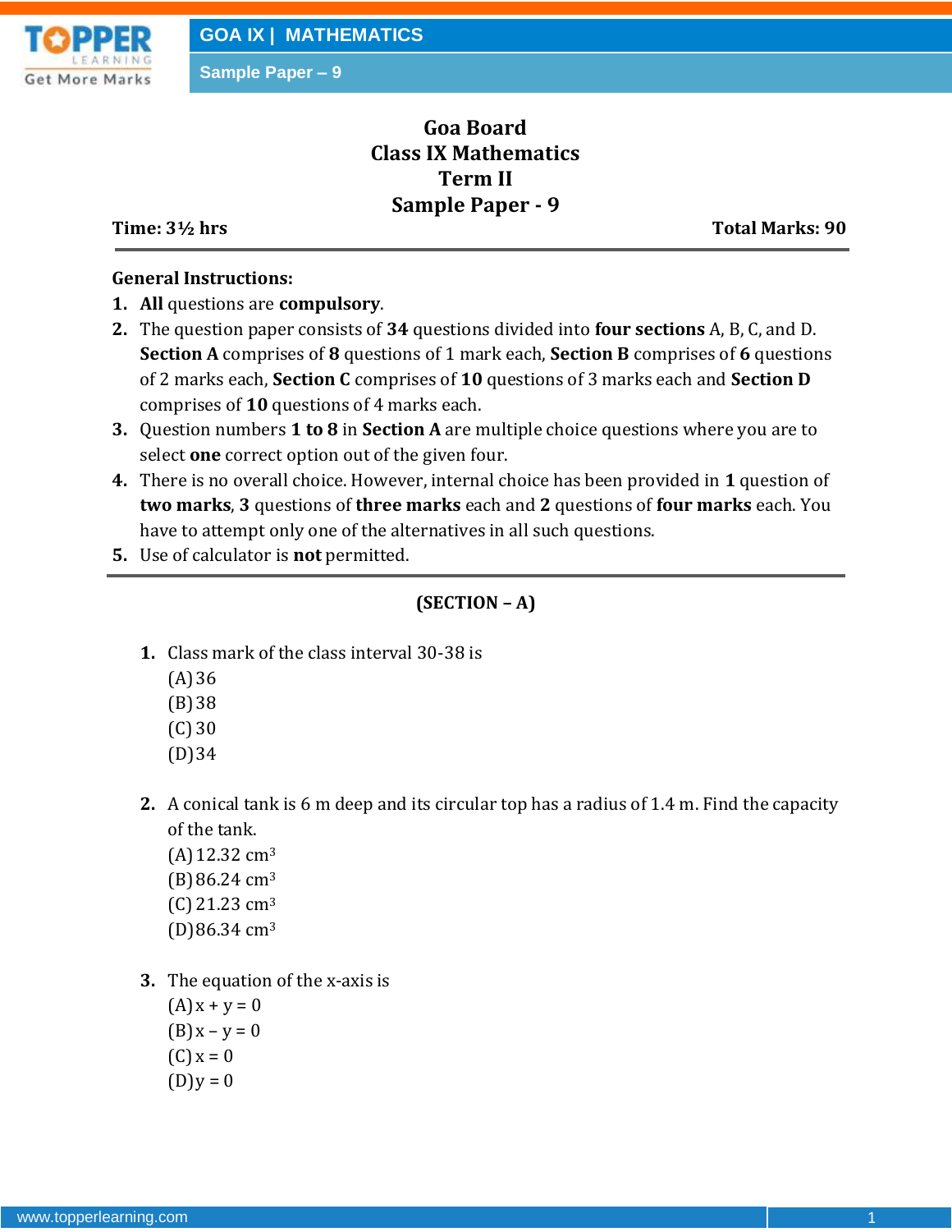# Goa Board
# Class IX Mathematics
# Term II
# Sample Paper - 9

**Time: 3½ hrs** **Total Marks: 90**

---

**General Instructions:**

1. **All** questions are **compulsory**.
2. The question paper consists of **34** questions divided into **four sections** A, B, C, and D. **Section A** comprises of **8** questions of 1 mark each, **Section B** comprises of **6** questions of 2 marks each, **Section C** comprises of **10** questions of 3 marks each and **Section D** comprises of **10** questions of 4 marks each.
3. Question numbers **1 to 8** in **Section A** are multiple choice questions where you are to select **one** correct option out of the given four.
4. There is no overall choice. However, internal choice has been provided in **1** question of **two marks**, **3** questions of **three marks** each and **2** questions of **four marks** each. You have to attempt only one of the alternatives in all such questions.
5. Use of calculator is **not** permitted.

---

## (SECTION – A)

**1.** Class mark of the class interval 30-38 is
(A) 36
(B) 38
(C) 30
(D) 34

**2.** A conical tank is 6 m deep and its circular top has a radius of 1.4 m. Find the capacity of the tank.
(A) 12.32 $cm^3$
(B) 86.24 $cm^3$
(C) 21.23 $cm^3$
(D) 86.34 $cm^3$

**3.** The equation of the x-axis is
(A) $x + y = 0$
(B) $x - y = 0$
(C) $x = 0$
(D) $y = 0$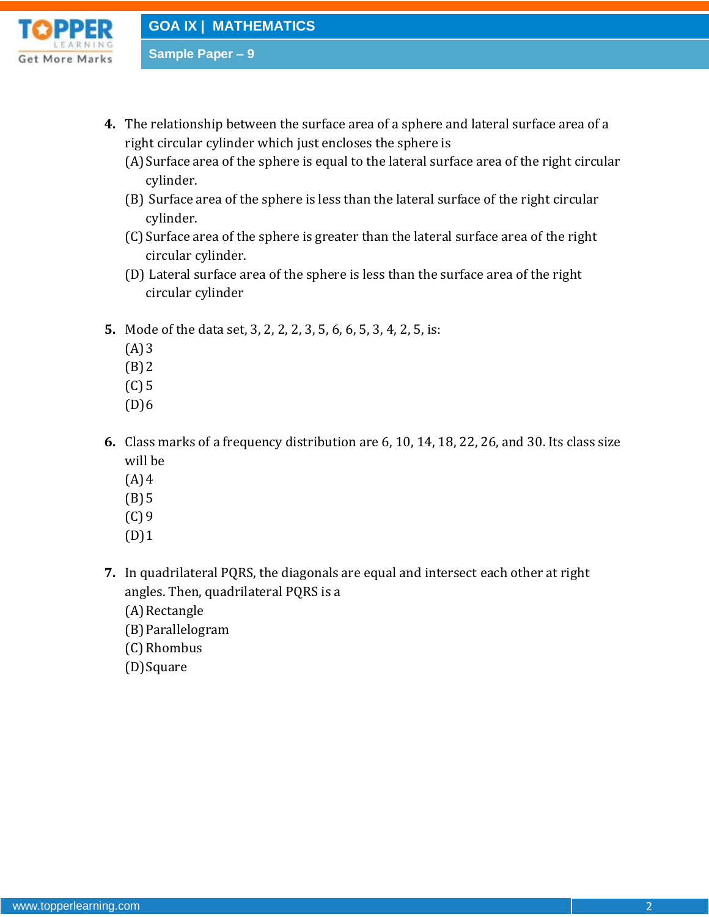4. The relationship between the surface area of a sphere and lateral surface area of a right circular cylinder which just encloses the sphere is
   (A) Surface area of the sphere is equal to the lateral surface area of the right circular cylinder.
   (B) Surface area of the sphere is less than the lateral surface of the right circular cylinder.
   (C) Surface area of the sphere is greater than the lateral surface area of the right circular cylinder.
   (D) Lateral surface area of the sphere is less than the surface area of the right circular cylinder

5. Mode of the data set, 3, 2, 2, 2, 3, 5, 6, 6, 5, 3, 4, 2, 5, is:
   (A) 3
   (B) 2
   (C) 5
   (D) 6

6. Class marks of a frequency distribution are 6, 10, 14, 18, 22, 26, and 30. Its class size will be
   (A) 4
   (B) 5
   (C) 9
   (D) 1

7. In quadrilateral PQRS, the diagonals are equal and intersect each other at right angles. Then, quadrilateral PQRS is a
   (A) Rectangle
   (B) Parallelogram
   (C) Rhombus
   (D) Square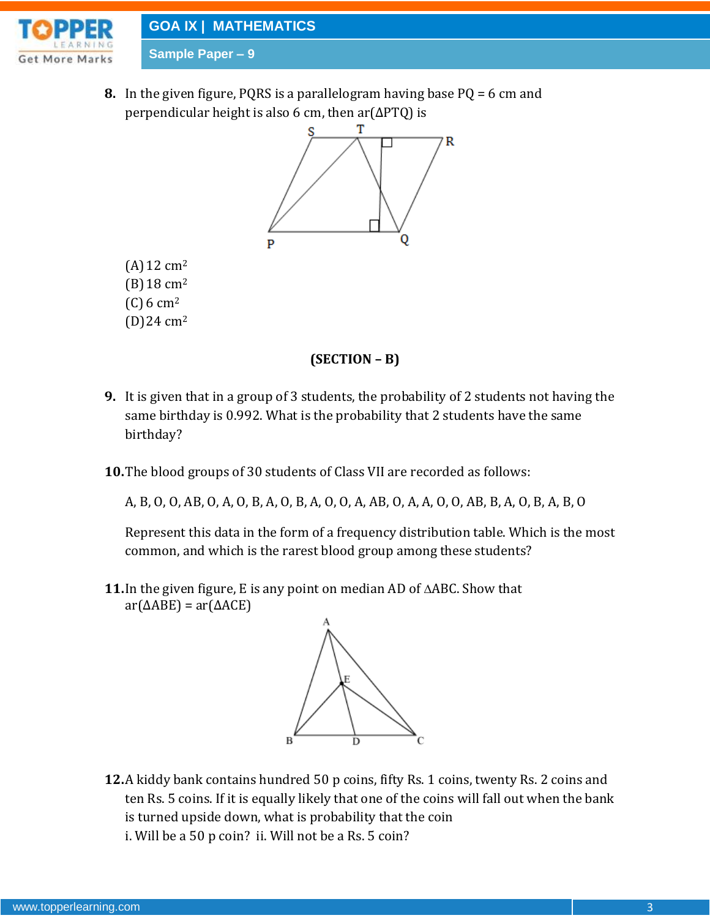**8.** In the given figure, PQRS is a parallelogram having base PQ = 6 cm and perpendicular height is also 6 cm, then ar(ΔPTQ) is

(A) 12 $cm^2$
(B) 18 $cm^2$
(C) 6 $cm^2$
(D) 24 $cm^2$

**(SECTION – B)**

**9.** It is given that in a group of 3 students, the probability of 2 students not having the same birthday is 0.992. What is the probability that 2 students have the same birthday?

**10.** The blood groups of 30 students of Class VII are recorded as follows:

A, B, O, O, AB, O, A, O, B, A, O, B, A, O, O, A, AB, O, A, A, O, O, AB, B, A, O, B, A, B, O

Represent this data in the form of a frequency distribution table. Which is the most common, and which is the rarest blood group among these students?

**11.** In the given figure, E is any point on median AD of ΔABC. Show that ar(ΔABE) = ar(ΔACE)

**12.** A kiddy bank contains hundred 50 p coins, fifty Rs. 1 coins, twenty Rs. 2 coins and ten Rs. 5 coins. If it is equally likely that one of the coins will fall out when the bank is turned upside down, what is probability that the coin

i. Will be a 50 p coin? ii. Will not be a Rs. 5 coin?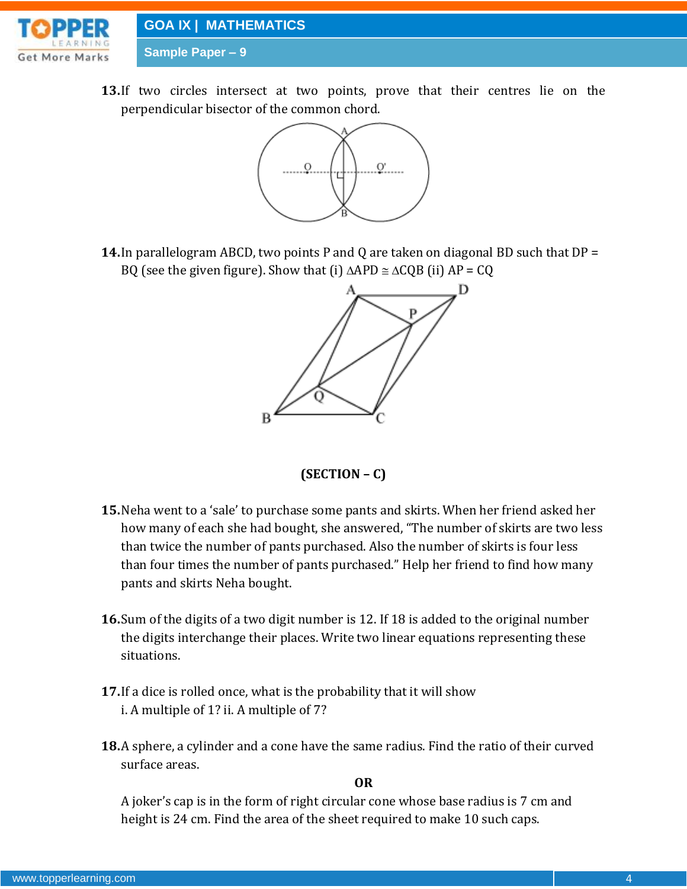**13.** If two circles intersect at two points, prove that their centres lie on the perpendicular bisector of the common chord.

**14.** In parallelogram ABCD, two points P and Q are taken on diagonal BD such that DP = BQ (see the given figure). Show that (i) $\Delta APD \cong \Delta CQB$ (ii) AP = CQ

**(SECTION – C)**

**15.** Neha went to a 'sale' to purchase some pants and skirts. When her friend asked her how many of each she had bought, she answered, "The number of skirts are two less than twice the number of pants purchased. Also the number of skirts is four less than four times the number of pants purchased." Help her friend to find how many pants and skirts Neha bought.

**16.** Sum of the digits of a two digit number is 12. If 18 is added to the original number the digits interchange their places. Write two linear equations representing these situations.

**17.** If a dice is rolled once, what is the probability that it will show
i. A multiple of 1? ii. A multiple of 7?

**18.** A sphere, a cylinder and a cone have the same radius. Find the ratio of their curved surface areas.

**OR**

A joker's cap is in the form of right circular cone whose base radius is 7 cm and height is 24 cm. Find the area of the sheet required to make 10 such caps.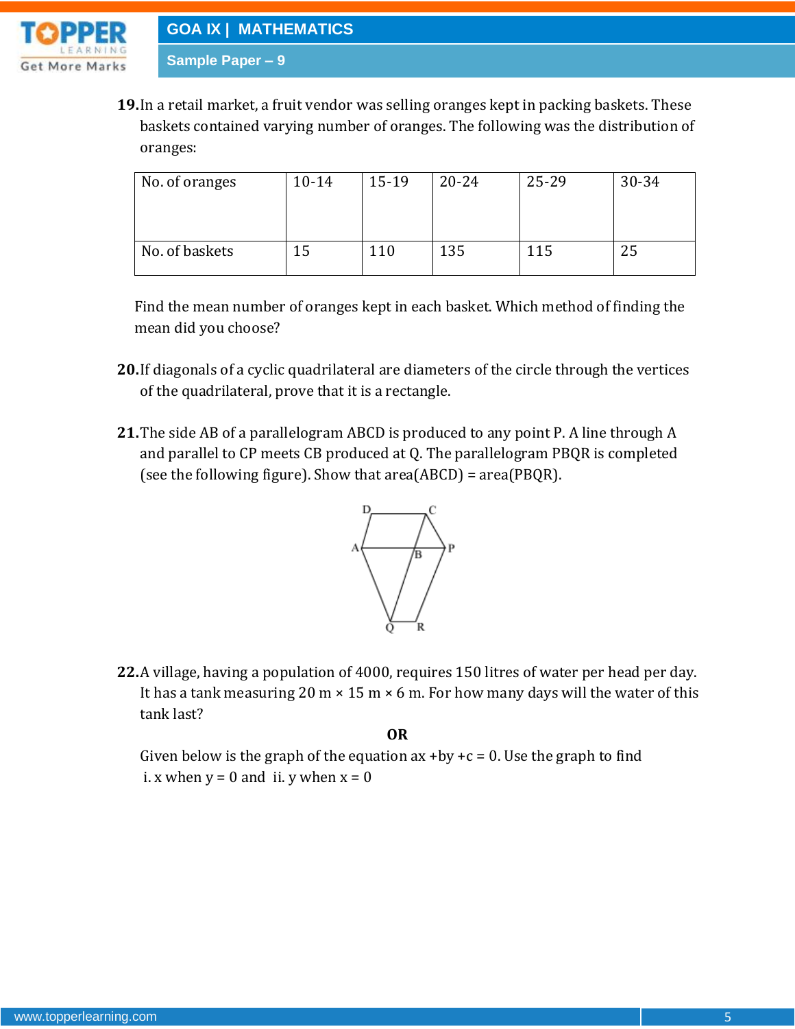**19.** In a retail market, a fruit vendor was selling oranges kept in packing baskets. These baskets contained varying number of oranges. The following was the distribution of oranges:

| No. of oranges | 10-14 | 15-19 | 20-24 | 25-29 | 30-34 |
|---|---|---|---|---|---|
| No. of baskets | 15 | 110 | 135 | 115 | 25 |

Find the mean number of oranges kept in each basket. Which method of finding the mean did you choose?

**20.** If diagonals of a cyclic quadrilateral are diameters of the circle through the vertices of the quadrilateral, prove that it is a rectangle.

**21.** The side AB of a parallelogram ABCD is produced to any point P. A line through A and parallel to CP meets CB produced at Q. The parallelogram PBQR is completed (see the following figure). Show that area(ABCD) = area(PBQR).

**22.** A village, having a population of 4000, requires 150 litres of water per head per day. It has a tank measuring 20 m × 15 m × 6 m. For how many days will the water of this tank last?

**OR**

Given below is the graph of the equation $ax + by + c = 0$. Use the graph to find

i. x when y = 0 and ii. y when x = 0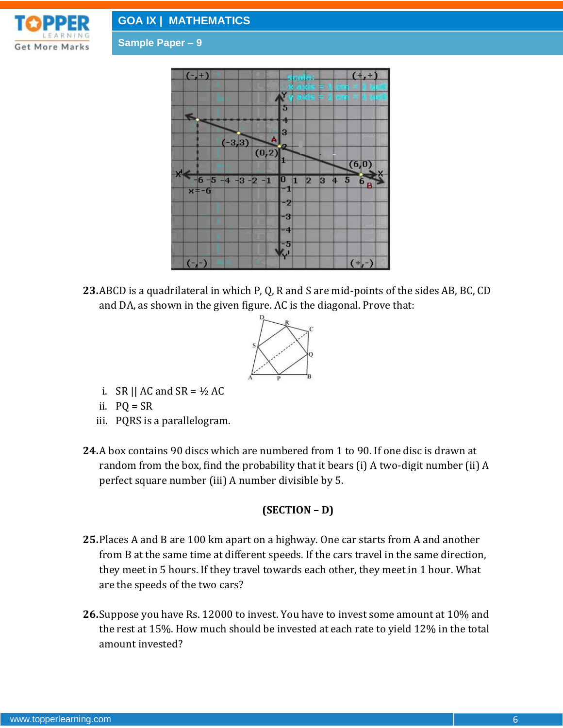23. ABCD is a quadrilateral in which P, Q, R and S are mid-points of the sides AB, BC, CD and DA, as shown in the given figure. AC is the diagonal. Prove that:

i. SR || AC and SR = ½ AC
ii. PQ = SR
iii. PQRS is a parallelogram.

24. A box contains 90 discs which are numbered from 1 to 90. If one disc is drawn at random from the box, find the probability that it bears (i) A two-digit number (ii) A perfect square number (iii) A number divisible by 5.

**(SECTION – D)**

25. Places A and B are 100 km apart on a highway. One car starts from A and another from B at the same time at different speeds. If the cars travel in the same direction, they meet in 5 hours. If they travel towards each other, they meet in 1 hour. What are the speeds of the two cars?

26. Suppose you have Rs. 12000 to invest. You have to invest some amount at 10% and the rest at 15%. How much should be invested at each rate to yield 12% in the total amount invested?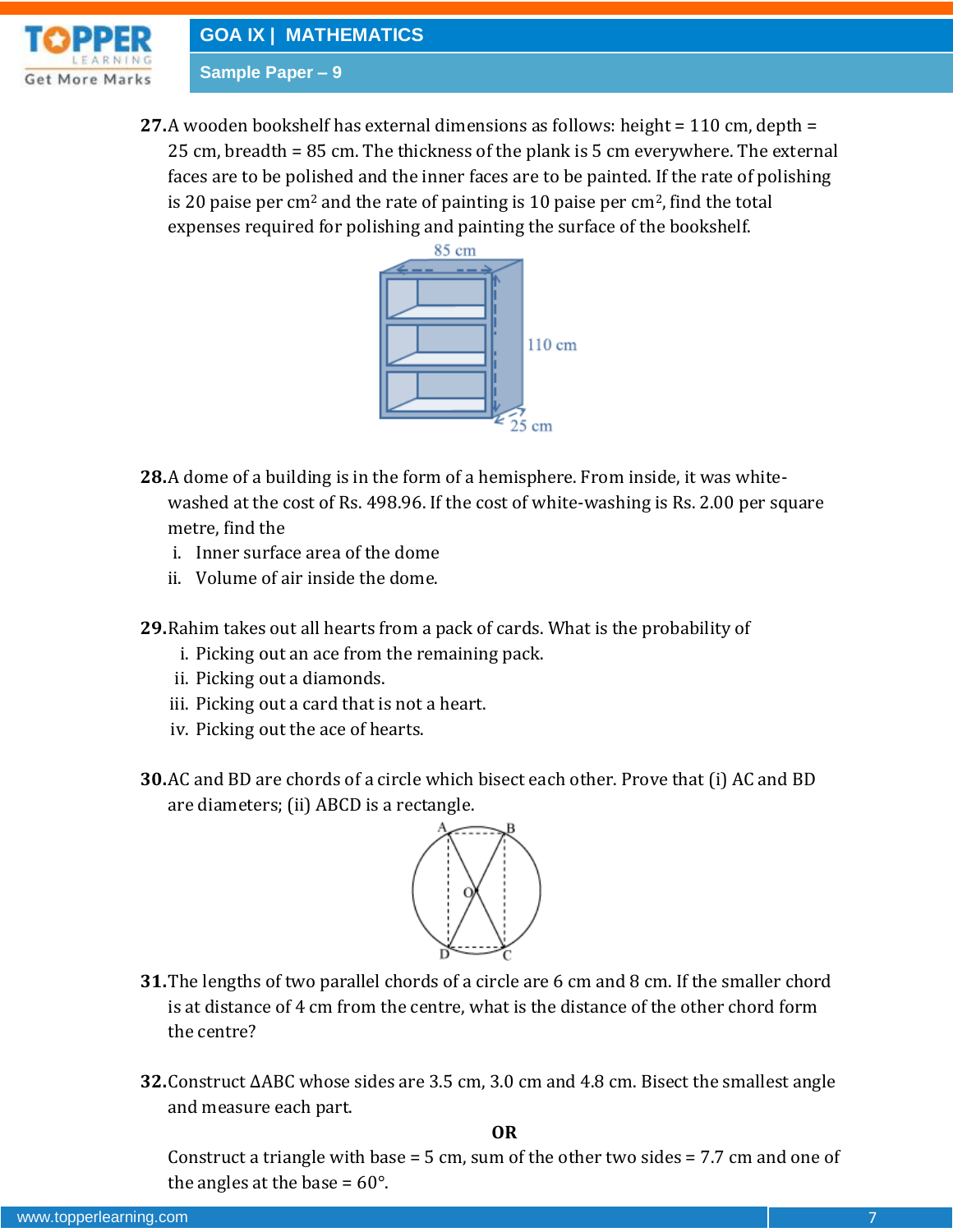**27.** A wooden bookshelf has external dimensions as follows: height = 110 cm, depth = 25 cm, breadth = 85 cm. The thickness of the plank is 5 cm everywhere. The external faces are to be polished and the inner faces are to be painted. If the rate of polishing is 20 paise per $cm^2$ and the rate of painting is 10 paise per $cm^2$, find the total expenses required for polishing and painting the surface of the bookshelf.

**28.** A dome of a building is in the form of a hemisphere. From inside, it was white-washed at the cost of Rs. 498.96. If the cost of white-washing is Rs. 2.00 per square metre, find the

i. Inner surface area of the dome
ii. Volume of air inside the dome.

**29.** Rahim takes out all hearts from a pack of cards. What is the probability of

i. Picking out an ace from the remaining pack.
ii. Picking out a diamonds.
iii. Picking out a card that is not a heart.
iv. Picking out the ace of hearts.

**30.** AC and BD are chords of a circle which bisect each other. Prove that (i) AC and BD are diameters; (ii) ABCD is a rectangle.

**31.** The lengths of two parallel chords of a circle are 6 cm and 8 cm. If the smaller chord is at distance of 4 cm from the centre, what is the distance of the other chord form the centre?

**32.** Construct $\Delta ABC$ whose sides are 3.5 cm, 3.0 cm and 4.8 cm. Bisect the smallest angle and measure each part.

**OR**

Construct a triangle with base = 5 cm, sum of the other two sides = 7.7 cm and one of the angles at the base = 60°.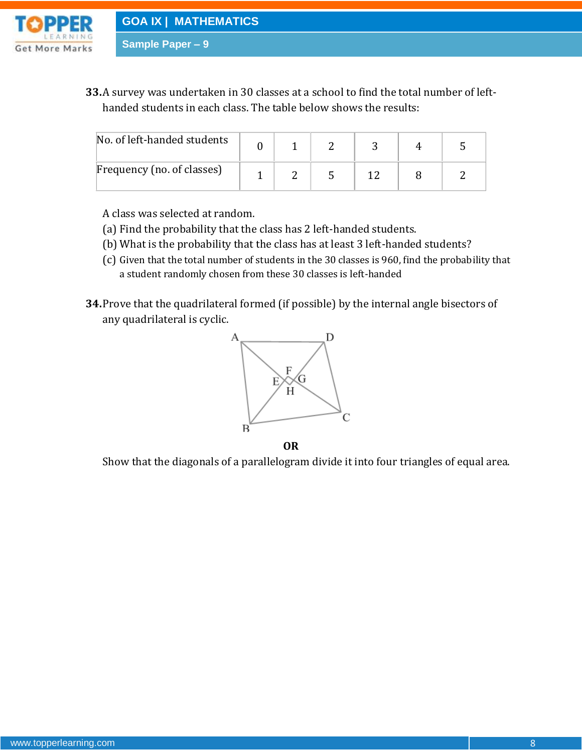**33.** A survey was undertaken in 30 classes at a school to find the total number of left-handed students in each class. The table below shows the results:

| No. of left-handed students | 0 | 1 | 2 | 3 | 4 | 5 |
|---|---|---|---|---|---|---|
| Frequency (no. of classes) | 1 | 2 | 5 | 12 | 8 | 2 |

A class was selected at random.

(a) Find the probability that the class has 2 left-handed students.

(b) What is the probability that the class has at least 3 left-handed students?

(c) Given that the total number of students in the 30 classes is 960, find the probability that a student randomly chosen from these 30 classes is left-handed

**34.** Prove that the quadrilateral formed (if possible) by the internal angle bisectors of any quadrilateral is cyclic.

A D F E G H B C

**OR**

Show that the diagonals of a parallelogram divide it into four triangles of equal area.